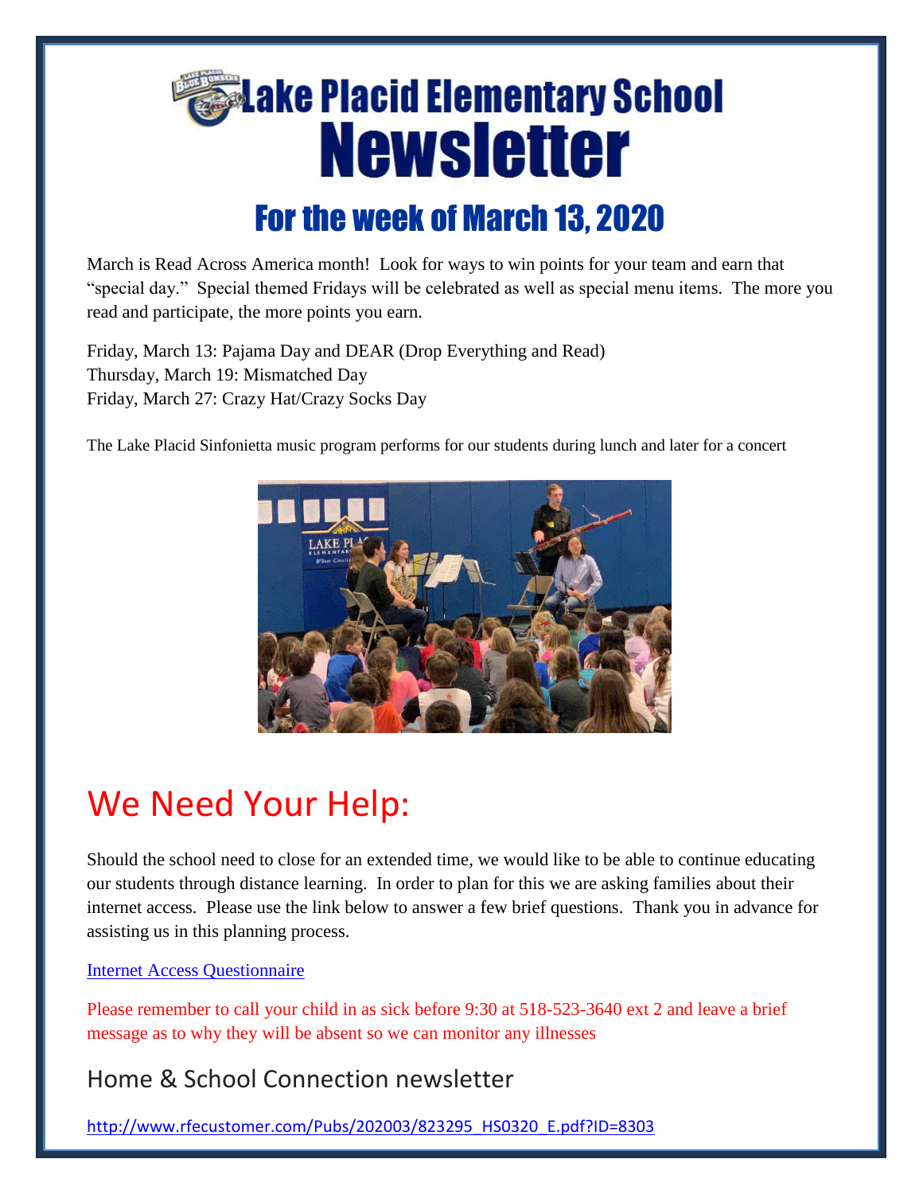# Lake Placid Elementary School Newsletter

## For the week of March 13, 2020

March is Read Across America month! Look for ways to win points for your team and earn that "special day." Special themed Fridays will be celebrated as well as special menu items. The more you read and participate, the more points you earn.

Friday, March 13: Pajama Day and DEAR (Drop Everything and Read)
Thursday, March 19: Mismatched Day
Friday, March 27: Crazy Hat/Crazy Socks Day

The Lake Placid Sinfonietta music program performs for our students during lunch and later for a concert

# We Need Your Help:

Should the school need to close for an extended time, we would like to be able to continue educating our students through distance learning. In order to plan for this we are asking families about their internet access. Please use the link below to answer a few brief questions. Thank you in advance for assisting us in this planning process.

Internet Access Questionnaire

Please remember to call your child in as sick before 9:30 at 518-523-3640 ext 2 and leave a brief message as to why they will be absent so we can monitor any illnesses

## Home & School Connection newsletter

http://www.rfecustomer.com/Pubs/202003/823295_HS0320_E.pdf?ID=8303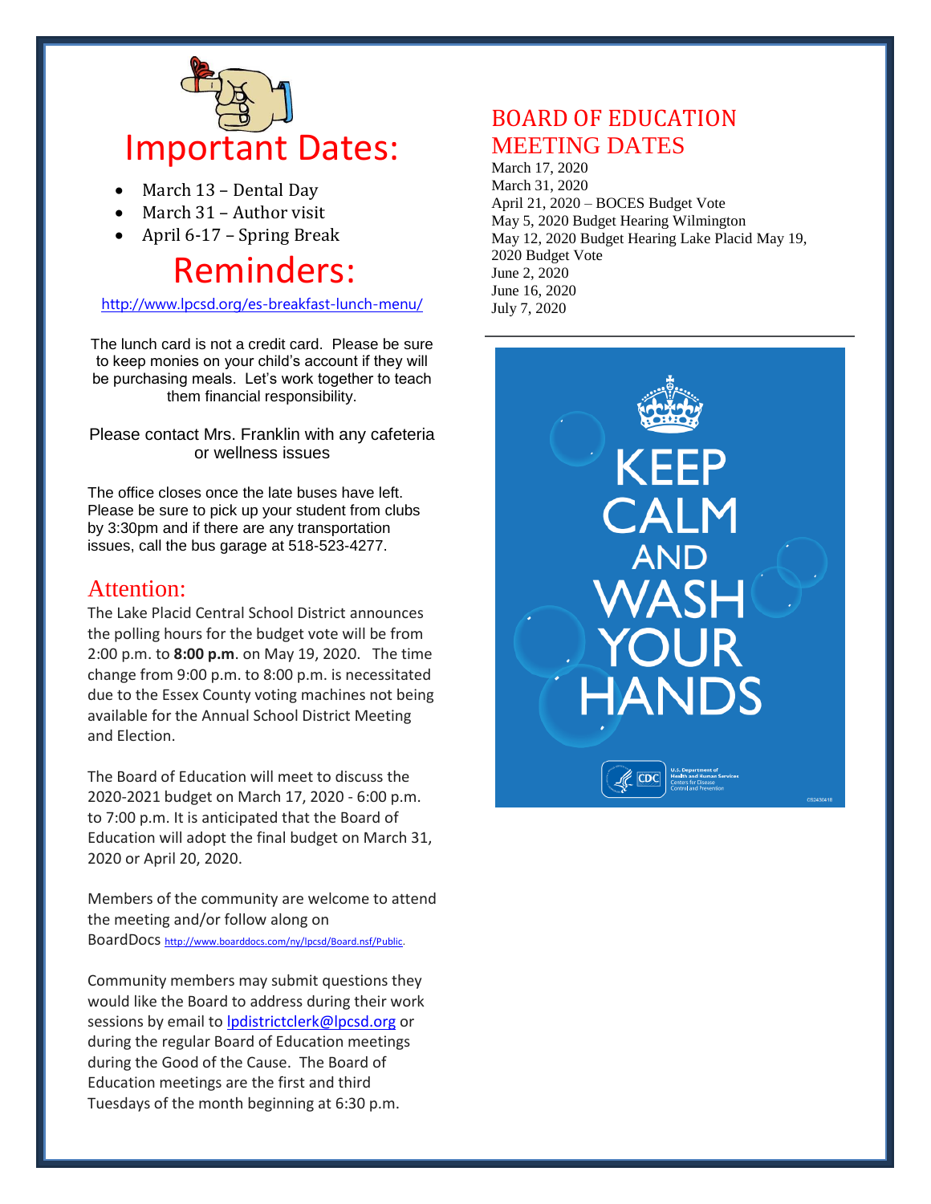# Important Dates:

- March 13 – Dental Day
- March 31 – Author visit
- April 6-17 – Spring Break

# Reminders:

http://www.lpcsd.org/es-breakfast-lunch-menu/

The lunch card is not a credit card. Please be sure to keep monies on your child's account if they will be purchasing meals. Let's work together to teach them financial responsibility.

Please contact Mrs. Franklin with any cafeteria or wellness issues

The office closes once the late buses have left. Please be sure to pick up your student from clubs by 3:30pm and if there are any transportation issues, call the bus garage at 518-523-4277.

## Attention:

The Lake Placid Central School District announces the polling hours for the budget vote will be from 2:00 p.m. to **8:00 p.m**. on May 19, 2020. The time change from 9:00 p.m. to 8:00 p.m. is necessitated due to the Essex County voting machines not being available for the Annual School District Meeting and Election.

The Board of Education will meet to discuss the 2020-2021 budget on March 17, 2020 - 6:00 p.m. to 7:00 p.m. It is anticipated that the Board of Education will adopt the final budget on March 31, 2020 or April 20, 2020.

Members of the community are welcome to attend the meeting and/or follow along on BoardDocs http://www.boarddocs.com/ny/lpcsd/Board.nsf/Public.

Community members may submit questions they would like the Board to address during their work sessions by email to lpdistrictclerk@lpcsd.org or during the regular Board of Education meetings during the Good of the Cause. The Board of Education meetings are the first and third Tuesdays of the month beginning at 6:30 p.m.

## BOARD OF EDUCATION MEETING DATES

March 17, 2020
March 31, 2020
April 21, 2020 – BOCES Budget Vote
May 5, 2020 Budget Hearing Wilmington
May 12, 2020 Budget Hearing Lake Placid May 19, 2020 Budget Vote
June 2, 2020
June 16, 2020
July 7, 2020

KEEP CALM AND WASH YOUR HANDS

CDC U.S. Department of Health and Human Services Centers for Disease Control and Prevention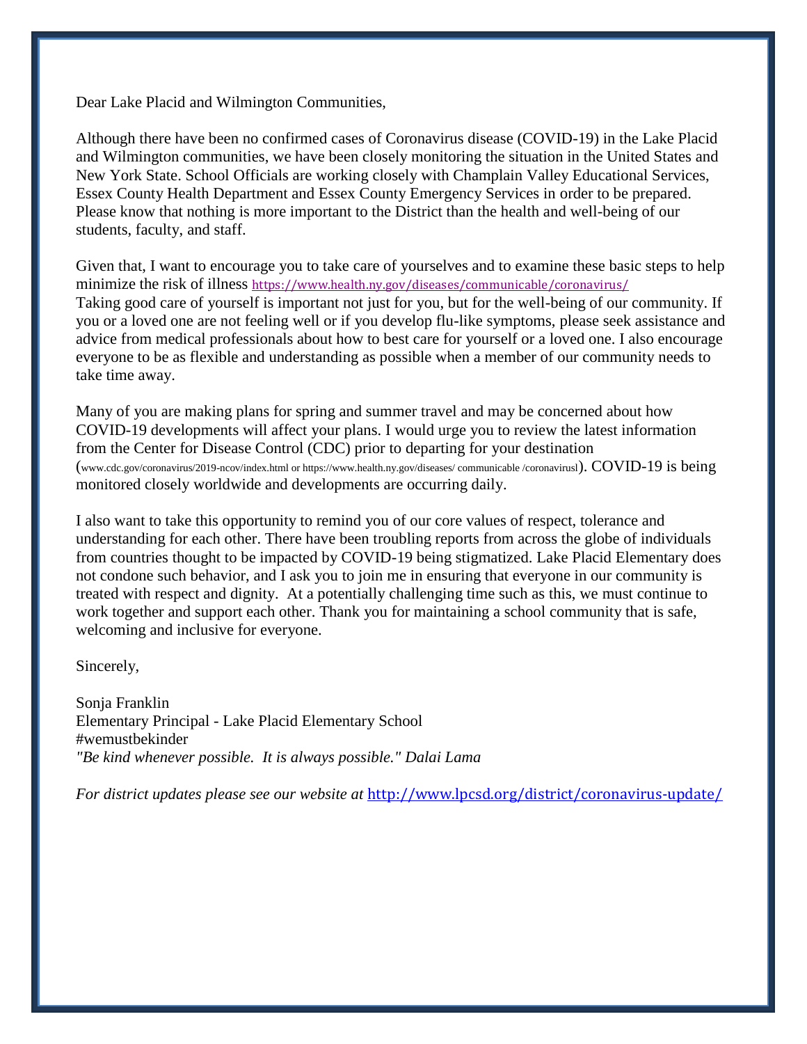Dear Lake Placid and Wilmington Communities,

Although there have been no confirmed cases of Coronavirus disease (COVID-19) in the Lake Placid and Wilmington communities, we have been closely monitoring the situation in the United States and New York State. School Officials are working closely with Champlain Valley Educational Services, Essex County Health Department and Essex County Emergency Services in order to be prepared. Please know that nothing is more important to the District than the health and well-being of our students, faculty, and staff.

Given that, I want to encourage you to take care of yourselves and to examine these basic steps to help minimize the risk of illness https://www.health.ny.gov/diseases/communicable/coronavirus/
Taking good care of yourself is important not just for you, but for the well-being of our community. If you or a loved one are not feeling well or if you develop flu-like symptoms, please seek assistance and advice from medical professionals about how to best care for yourself or a loved one. I also encourage everyone to be as flexible and understanding as possible when a member of our community needs to take time away.

Many of you are making plans for spring and summer travel and may be concerned about how COVID-19 developments will affect your plans. I would urge you to review the latest information from the Center for Disease Control (CDC) prior to departing for your destination (www.cdc.gov/coronavirus/2019-ncov/index.html or https://www.health.ny.gov/diseases/ communicable /coronavirusl). COVID-19 is being monitored closely worldwide and developments are occurring daily.

I also want to take this opportunity to remind you of our core values of respect, tolerance and understanding for each other. There have been troubling reports from across the globe of individuals from countries thought to be impacted by COVID-19 being stigmatized. Lake Placid Elementary does not condone such behavior, and I ask you to join me in ensuring that everyone in our community is treated with respect and dignity. At a potentially challenging time such as this, we must continue to work together and support each other. Thank you for maintaining a school community that is safe, welcoming and inclusive for everyone.

Sincerely,

Sonja Franklin
Elementary Principal - Lake Placid Elementary School
#wemustbekinder
*"Be kind whenever possible. It is always possible." Dalai Lama*

*For district updates please see our website at* http://www.lpcsd.org/district/coronavirus-update/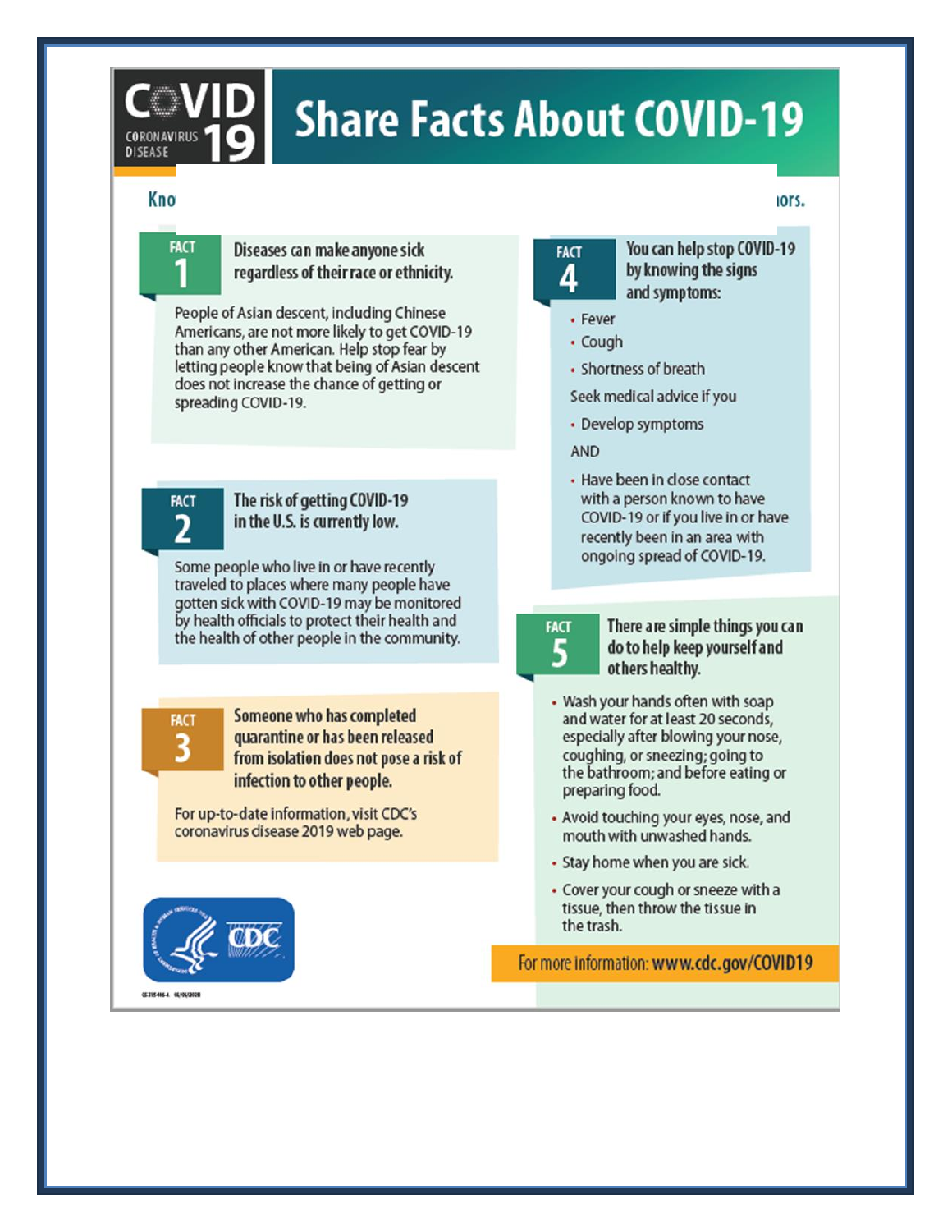COVID 19
CORONAVIRUS DISEASE

# Share Facts About COVID-19

Kno ... iors.

**FACT 1** **Diseases can make anyone sick regardless of their race or ethnicity.**

People of Asian descent, including Chinese Americans, are not more likely to get COVID-19 than any other American. Help stop fear by letting people know that being of Asian descent does not increase the chance of getting or spreading COVID-19.

**FACT 2** **The risk of getting COVID-19 in the U.S. is currently low.**

Some people who live in or have recently traveled to places where many people have gotten sick with COVID-19 may be monitored by health officials to protect their health and the health of other people in the community.

**FACT 3** **Someone who has completed quarantine or has been released from isolation does not pose a risk of infection to other people.**

For up-to-date information, visit CDC's coronavirus disease 2019 web page.

**FACT 4** **You can help stop COVID-19 by knowing the signs and symptoms:**

- Fever
- Cough
- Shortness of breath

Seek medical advice if you

- Develop symptoms

AND

- Have been in close contact with a person known to have COVID-19 or if you live in or have recently been in an area with ongoing spread of COVID-19.

**FACT 5** **There are simple things you can do to help keep yourself and others healthy.**

- Wash your hands often with soap and water for at least 20 seconds, especially after blowing your nose, coughing, or sneezing; going to the bathroom; and before eating or preparing food.
- Avoid touching your eyes, nose, and mouth with unwashed hands.
- Stay home when you are sick.
- Cover your cough or sneeze with a tissue, then throw the tissue in the trash.

For more information: www.cdc.gov/COVID19

CDC